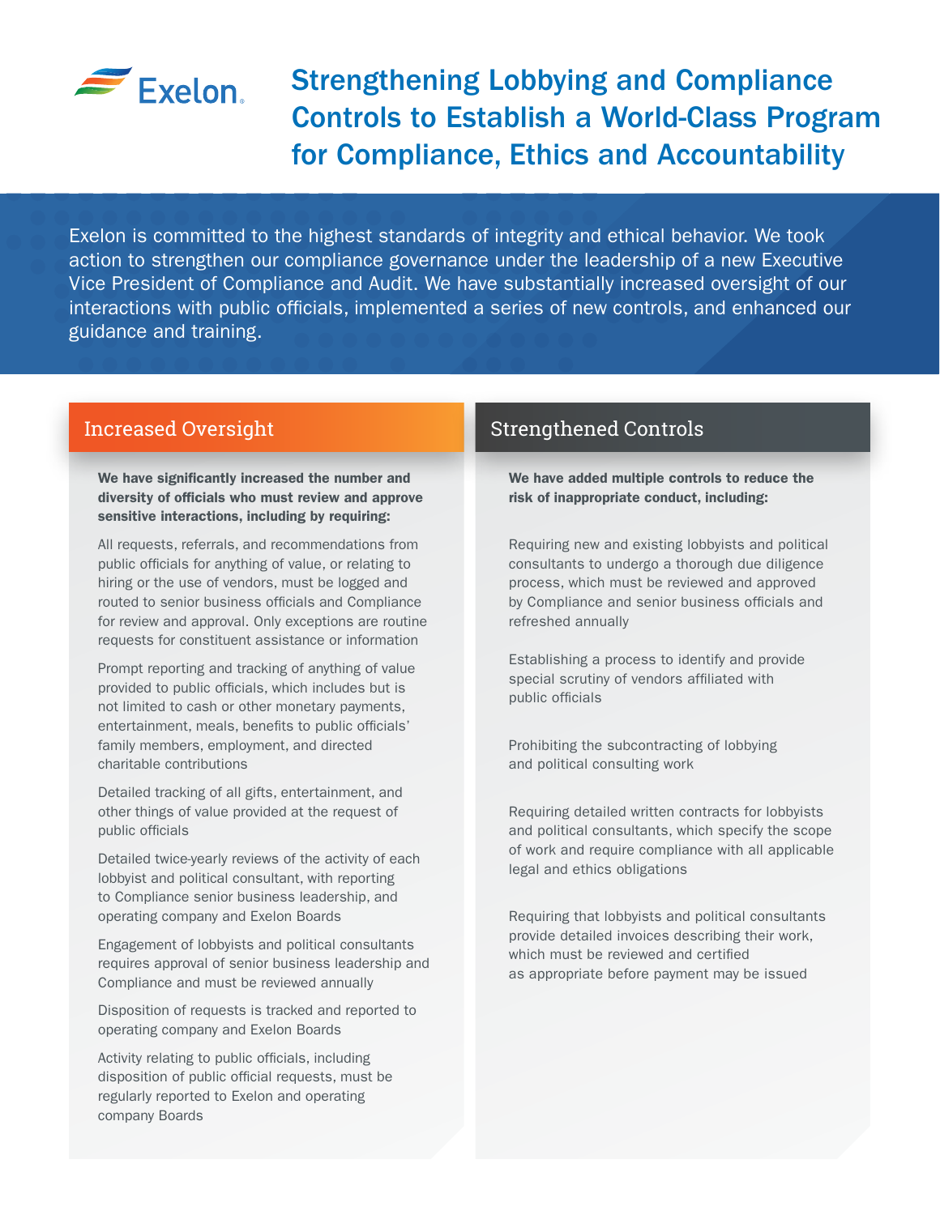Exelon

# Strengthening Lobbying and Compliance Controls to Establish a World-Class Program for Compliance, Ethics and Accountability

Exelon is committed to the highest standards of integrity and ethical behavior. We took action to strengthen our compliance governance under the leadership of a new Executive Vice President of Compliance and Audit. We have substantially increased oversight of our interactions with public officials, implemented a series of new controls, and enhanced our guidance and training.

## Increased Oversight

**We have significantly increased the number and diversity of officials who must review and approve sensitive interactions, including by requiring:**

- All requests, referrals, and recommendations from public officials for anything of value, or relating to hiring or the use of vendors, must be logged and routed to senior business officials and Compliance for review and approval. Only exceptions are routine requests for constituent assistance or information
- Prompt reporting and tracking of anything of value provided to public officials, which includes but is not limited to cash or other monetary payments, entertainment, meals, benefits to public officials' family members, employment, and directed charitable contributions
- Detailed tracking of all gifts, entertainment, and other things of value provided at the request of public officials
- Detailed twice-yearly reviews of the activity of each lobbyist and political consultant, with reporting to Compliance senior business leadership, and operating company and Exelon Boards
- Engagement of lobbyists and political consultants requires approval of senior business leadership and Compliance and must be reviewed annually
- Disposition of requests is tracked and reported to operating company and Exelon Boards
- Activity relating to public officials, including disposition of public official requests, must be regularly reported to Exelon and operating company Boards

## Strengthened Controls

**We have added multiple controls to reduce the risk of inappropriate conduct, including:**

- Requiring new and existing lobbyists and political consultants to undergo a thorough due diligence process, which must be reviewed and approved by Compliance and senior business officials and refreshed annually
- Establishing a process to identify and provide special scrutiny of vendors affiliated with public officials
- Prohibiting the subcontracting of lobbying and political consulting work
- Requiring detailed written contracts for lobbyists and political consultants, which specify the scope of work and require compliance with all applicable legal and ethics obligations
- Requiring that lobbyists and political consultants provide detailed invoices describing their work, which must be reviewed and certified as appropriate before payment may be issued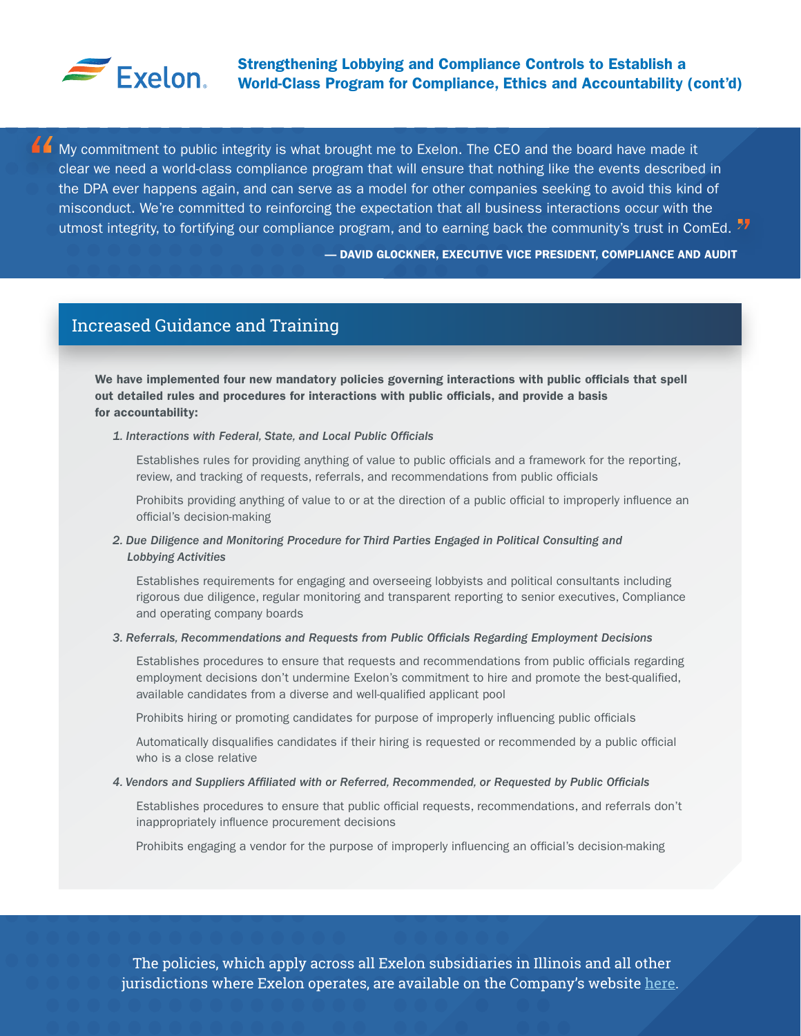# Strengthening Lobbying and Compliance Controls to Establish a World-Class Program for Compliance, Ethics and Accountability (cont'd)

> "My commitment to public integrity is what brought me to Exelon. The CEO and the board have made it clear we need a world-class compliance program that will ensure that nothing like the events described in the DPA ever happens again, and can serve as a model for other companies seeking to avoid this kind of misconduct. We're committed to reinforcing the expectation that all business interactions occur with the utmost integrity, to fortifying our compliance program, and to earning back the community's trust in ComEd."
>
> — DAVID GLOCKNER, EXECUTIVE VICE PRESIDENT, COMPLIANCE AND AUDIT

## Increased Guidance and Training

**We have implemented four new mandatory policies governing interactions with public officials that spell out detailed rules and procedures for interactions with public officials, and provide a basis for accountability:**

1. *Interactions with Federal, State, and Local Public Officials*

   Establishes rules for providing anything of value to public officials and a framework for the reporting, review, and tracking of requests, referrals, and recommendations from public officials

   Prohibits providing anything of value to or at the direction of a public official to improperly influence an official's decision-making

2. *Due Diligence and Monitoring Procedure for Third Parties Engaged in Political Consulting and Lobbying Activities*

   Establishes requirements for engaging and overseeing lobbyists and political consultants including rigorous due diligence, regular monitoring and transparent reporting to senior executives, Compliance and operating company boards

3. *Referrals, Recommendations and Requests from Public Officials Regarding Employment Decisions*

   Establishes procedures to ensure that requests and recommendations from public officials regarding employment decisions don't undermine Exelon's commitment to hire and promote the best-qualified, available candidates from a diverse and well-qualified applicant pool

   Prohibits hiring or promoting candidates for purpose of improperly influencing public officials

   Automatically disqualifies candidates if their hiring is requested or recommended by a public official who is a close relative

4. *Vendors and Suppliers Affiliated with or Referred, Recommended, or Requested by Public Officials*

   Establishes procedures to ensure that public official requests, recommendations, and referrals don't inappropriately influence procurement decisions

   Prohibits engaging a vendor for the purpose of improperly influencing an official's decision-making

The policies, which apply across all Exelon subsidiaries in Illinois and all other jurisdictions where Exelon operates, are available on the Company's website here.